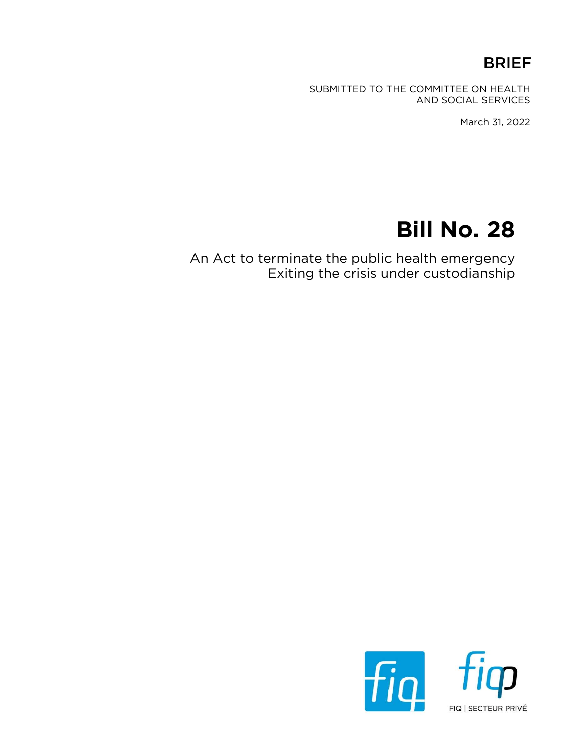BRIEF

SUBMITTED TO THE COMMITTEE ON HEALTH AND SOCIAL SERVICES

March 31, 2022

# Bill No. 28

An Act to terminate the public health emergency
Exiting the crisis under custodianship

FIQ | SECTEUR PRIVÉ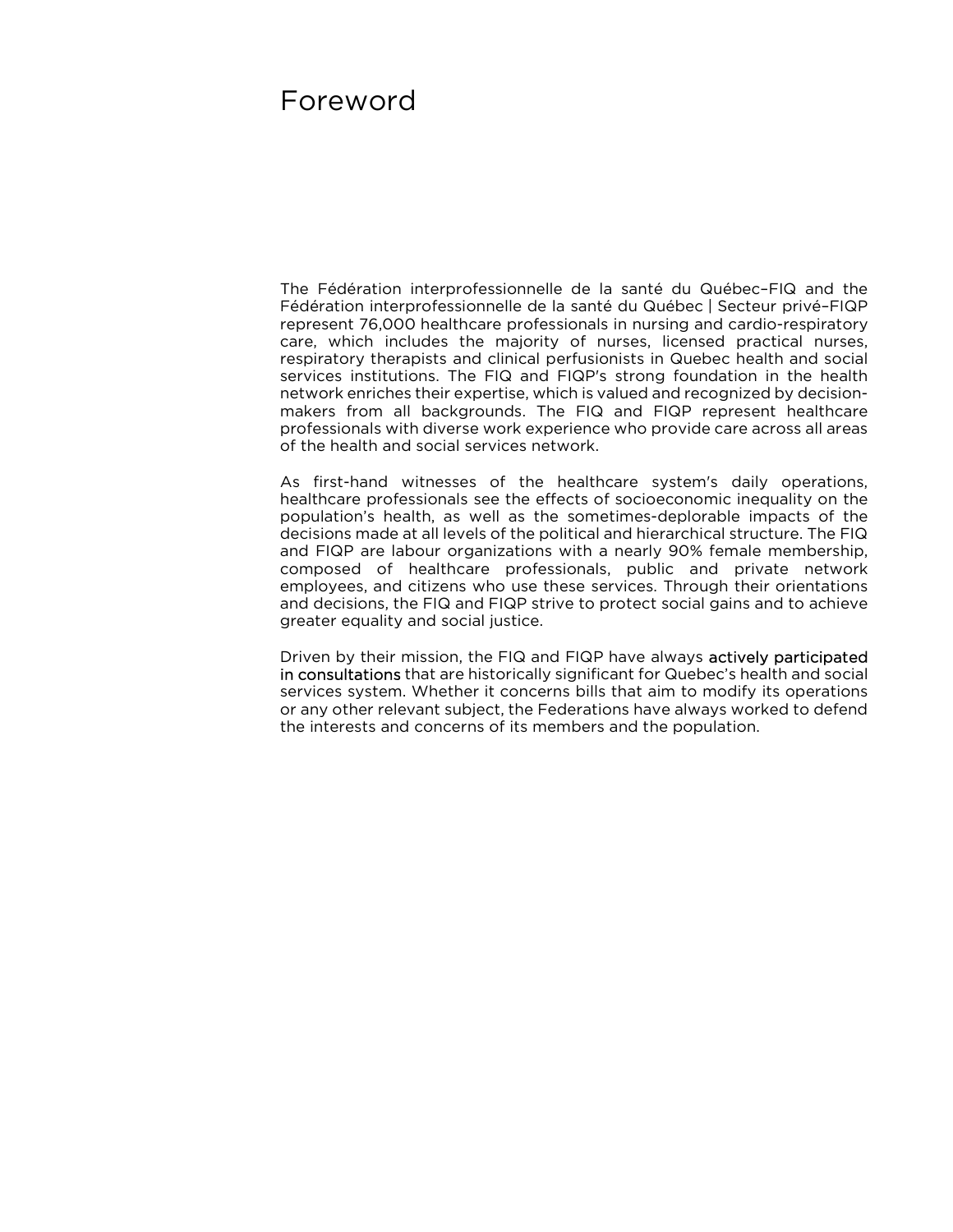# Foreword

The Fédération interprofessionnelle de la santé du Québec–FIQ and the Fédération interprofessionnelle de la santé du Québec | Secteur privé–FIQP represent 76,000 healthcare professionals in nursing and cardio-respiratory care, which includes the majority of nurses, licensed practical nurses, respiratory therapists and clinical perfusionists in Quebec health and social services institutions. The FIQ and FIQP's strong foundation in the health network enriches their expertise, which is valued and recognized by decision-makers from all backgrounds. The FIQ and FIQP represent healthcare professionals with diverse work experience who provide care across all areas of the health and social services network.

As first-hand witnesses of the healthcare system's daily operations, healthcare professionals see the effects of socioeconomic inequality on the population's health, as well as the sometimes-deplorable impacts of the decisions made at all levels of the political and hierarchical structure. The FIQ and FIQP are labour organizations with a nearly 90% female membership, composed of healthcare professionals, public and private network employees, and citizens who use these services. Through their orientations and decisions, the FIQ and FIQP strive to protect social gains and to achieve greater equality and social justice.

Driven by their mission, the FIQ and FIQP have always actively participated in consultations that are historically significant for Quebec's health and social services system. Whether it concerns bills that aim to modify its operations or any other relevant subject, the Federations have always worked to defend the interests and concerns of its members and the population.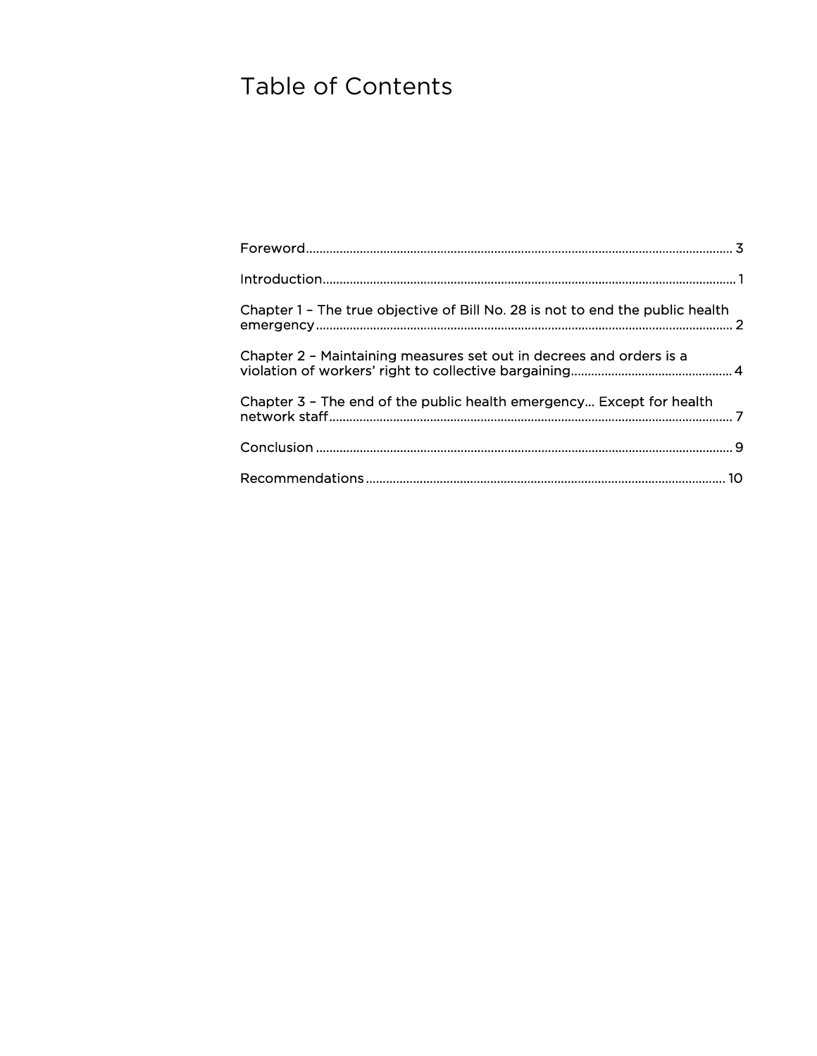# Table of Contents

Foreword................................................................................................................ 3

Introduction........................................................................................................... 1

Chapter 1 – The true objective of Bill No. 28 is not to end the public health emergency................................................................................................................ 2

Chapter 2 – Maintaining measures set out in decrees and orders is a violation of workers' right to collective bargaining............................................... 4

Chapter 3 – The end of the public health emergency... Except for health network staff........................................................................................................ 7

Conclusion ............................................................................................................ 9

Recommendations.............................................................................................. 10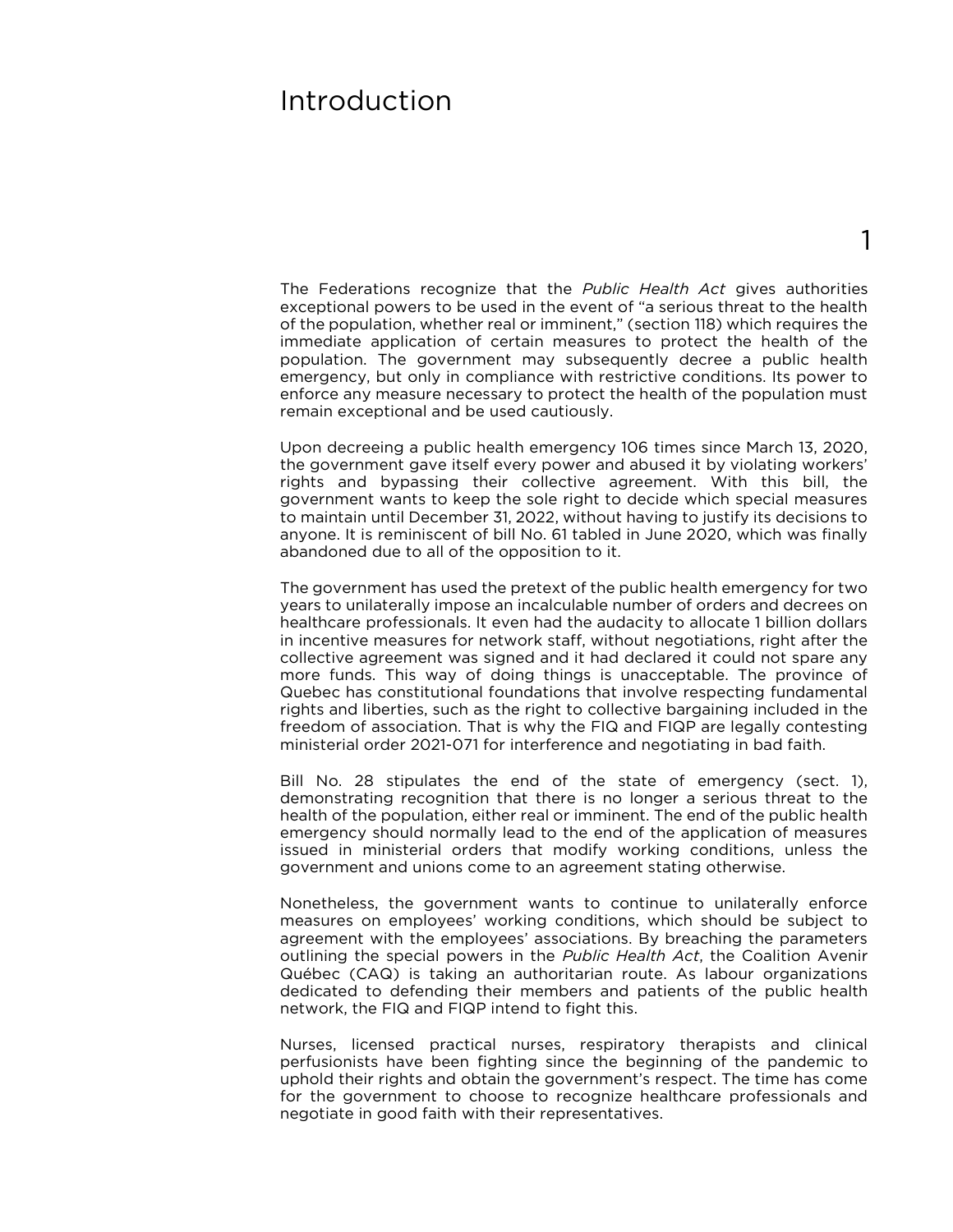# Introduction

## 1

The Federations recognize that the *Public Health Act* gives authorities exceptional powers to be used in the event of "a serious threat to the health of the population, whether real or imminent," (section 118) which requires the immediate application of certain measures to protect the health of the population. The government may subsequently decree a public health emergency, but only in compliance with restrictive conditions. Its power to enforce any measure necessary to protect the health of the population must remain exceptional and be used cautiously.

Upon decreeing a public health emergency 106 times since March 13, 2020, the government gave itself every power and abused it by violating workers' rights and bypassing their collective agreement. With this bill, the government wants to keep the sole right to decide which special measures to maintain until December 31, 2022, without having to justify its decisions to anyone. It is reminiscent of bill No. 61 tabled in June 2020, which was finally abandoned due to all of the opposition to it.

The government has used the pretext of the public health emergency for two years to unilaterally impose an incalculable number of orders and decrees on healthcare professionals. It even had the audacity to allocate 1 billion dollars in incentive measures for network staff, without negotiations, right after the collective agreement was signed and it had declared it could not spare any more funds. This way of doing things is unacceptable. The province of Quebec has constitutional foundations that involve respecting fundamental rights and liberties, such as the right to collective bargaining included in the freedom of association. That is why the FIQ and FIQP are legally contesting ministerial order 2021-071 for interference and negotiating in bad faith.

Bill No. 28 stipulates the end of the state of emergency (sect. 1), demonstrating recognition that there is no longer a serious threat to the health of the population, either real or imminent. The end of the public health emergency should normally lead to the end of the application of measures issued in ministerial orders that modify working conditions, unless the government and unions come to an agreement stating otherwise.

Nonetheless, the government wants to continue to unilaterally enforce measures on employees' working conditions, which should be subject to agreement with the employees' associations. By breaching the parameters outlining the special powers in the *Public Health Act*, the Coalition Avenir Québec (CAQ) is taking an authoritarian route. As labour organizations dedicated to defending their members and patients of the public health network, the FIQ and FIQP intend to fight this.

Nurses, licensed practical nurses, respiratory therapists and clinical perfusionists have been fighting since the beginning of the pandemic to uphold their rights and obtain the government's respect. The time has come for the government to choose to recognize healthcare professionals and negotiate in good faith with their representatives.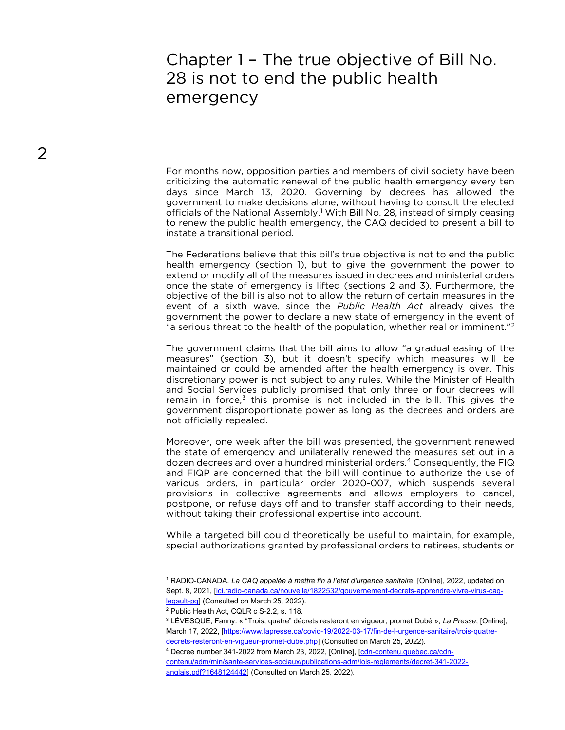# Chapter 1 – The true objective of Bill No. 28 is not to end the public health emergency

For months now, opposition parties and members of civil society have been criticizing the automatic renewal of the public health emergency every ten days since March 13, 2020. Governing by decrees has allowed the government to make decisions alone, without having to consult the elected officials of the National Assembly.[1] With Bill No. 28, instead of simply ceasing to renew the public health emergency, the CAQ decided to present a bill to instate a transitional period.

The Federations believe that this bill's true objective is not to end the public health emergency (section 1), but to give the government the power to extend or modify all of the measures issued in decrees and ministerial orders once the state of emergency is lifted (sections 2 and 3). Furthermore, the objective of the bill is also not to allow the return of certain measures in the event of a sixth wave, since the *Public Health Act* already gives the government the power to declare a new state of emergency in the event of "a serious threat to the health of the population, whether real or imminent."[2]

The government claims that the bill aims to allow "a gradual easing of the measures" (section 3), but it doesn't specify which measures will be maintained or could be amended after the health emergency is over. This discretionary power is not subject to any rules. While the Minister of Health and Social Services publicly promised that only three or four decrees will remain in force,[3] this promise is not included in the bill. This gives the government disproportionate power as long as the decrees and orders are not officially repealed.

Moreover, one week after the bill was presented, the government renewed the state of emergency and unilaterally renewed the measures set out in a dozen decrees and over a hundred ministerial orders.[4] Consequently, the FIQ and FIQP are concerned that the bill will continue to authorize the use of various orders, in particular order 2020-007, which suspends several provisions in collective agreements and allows employers to cancel, postpone, or refuse days off and to transfer staff according to their needs, without taking their professional expertise into account.

While a targeted bill could theoretically be useful to maintain, for example, special authorizations granted by professional orders to retirees, students or

---

[1] RADIO-CANADA. *La CAQ appelée à mettre fin à l'état d'urgence sanitaire*, [Online], 2022, updated on Sept. 8, 2021, [ici.radio-canada.ca/nouvelle/1822532/gouvernement-decrets-apprendre-vivre-virus-caq-legault-pq] (Consulted on March 25, 2022).

[2] Public Health Act, CQLR c S-2.2, s. 118.

[3] LÉVESQUE, Fanny. « "Trois, quatre" décrets resteront en vigueur, promet Dubé », *La Presse*, [Online], March 17, 2022, [https://www.lapresse.ca/covid-19/2022-03-17/fin-de-l-urgence-sanitaire/trois-quatre-decrets-resteront-en-vigueur-promet-dube.php] (Consulted on March 25, 2022).

[4] Decree number 341-2022 from March 23, 2022, [Online], [cdn-contenu.quebec.ca/cdn-contenu/adm/min/sante-services-sociaux/publications-adm/lois-reglements/decret-341-2022-anglais.pdf?1648124442] (Consulted on March 25, 2022).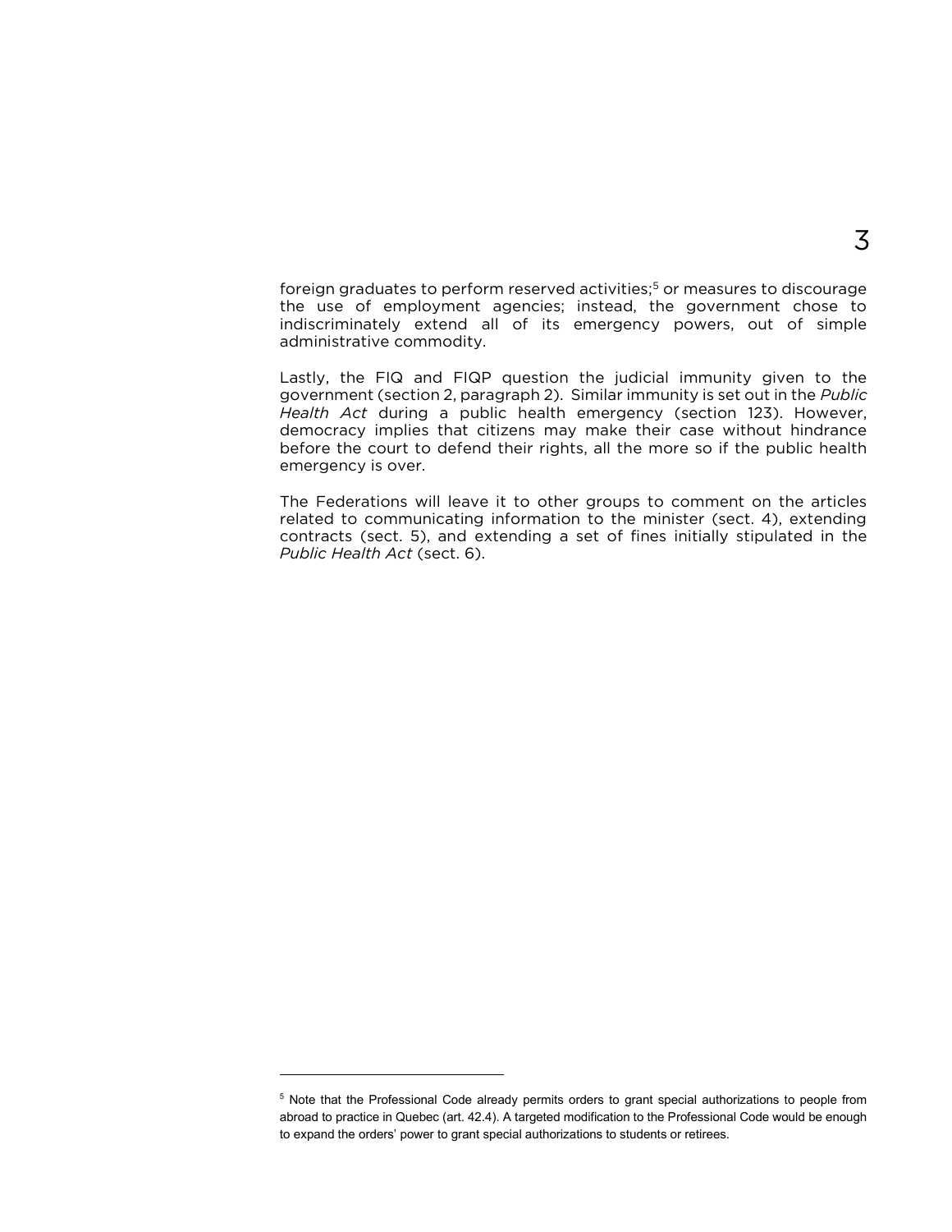foreign graduates to perform reserved activities;[5] or measures to discourage the use of employment agencies; instead, the government chose to indiscriminately extend all of its emergency powers, out of simple administrative commodity.

Lastly, the FIQ and FIQP question the judicial immunity given to the government (section 2, paragraph 2). Similar immunity is set out in the *Public Health Act* during a public health emergency (section 123). However, democracy implies that citizens may make their case without hindrance before the court to defend their rights, all the more so if the public health emergency is over.

The Federations will leave it to other groups to comment on the articles related to communicating information to the minister (sect. 4), extending contracts (sect. 5), and extending a set of fines initially stipulated in the *Public Health Act* (sect. 6).

---

[5] Note that the Professional Code already permits orders to grant special authorizations to people from abroad to practice in Quebec (art. 42.4). A targeted modification to the Professional Code would be enough to expand the orders' power to grant special authorizations to students or retirees.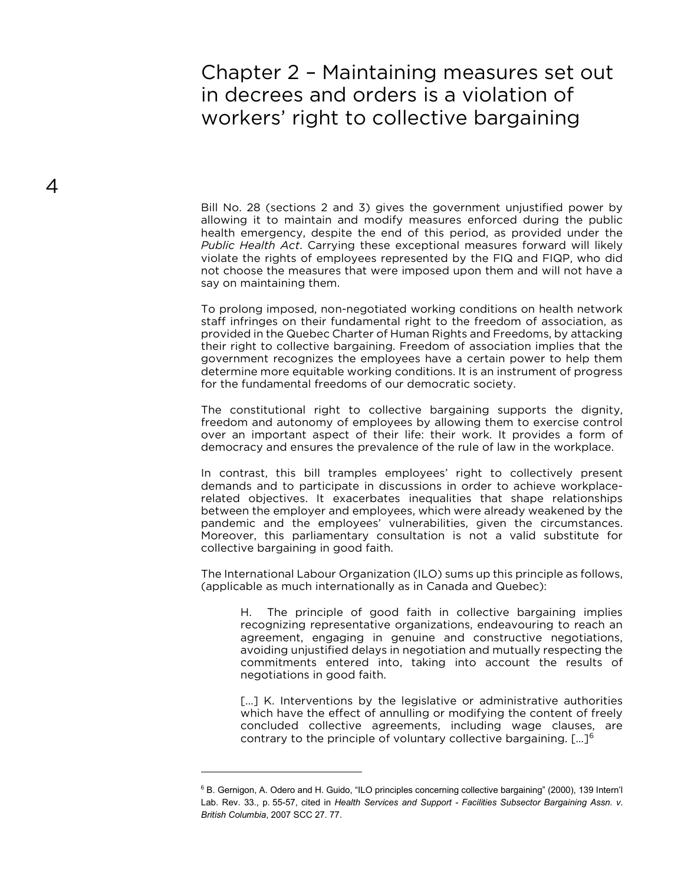# Chapter 2 – Maintaining measures set out in decrees and orders is a violation of workers' right to collective bargaining

Bill No. 28 (sections 2 and 3) gives the government unjustified power by allowing it to maintain and modify measures enforced during the public health emergency, despite the end of this period, as provided under the *Public Health Act*. Carrying these exceptional measures forward will likely violate the rights of employees represented by the FIQ and FIQP, who did not choose the measures that were imposed upon them and will not have a say on maintaining them.

To prolong imposed, non-negotiated working conditions on health network staff infringes on their fundamental right to the freedom of association, as provided in the Quebec Charter of Human Rights and Freedoms, by attacking their right to collective bargaining. Freedom of association implies that the government recognizes the employees have a certain power to help them determine more equitable working conditions. It is an instrument of progress for the fundamental freedoms of our democratic society.

The constitutional right to collective bargaining supports the dignity, freedom and autonomy of employees by allowing them to exercise control over an important aspect of their life: their work. It provides a form of democracy and ensures the prevalence of the rule of law in the workplace.

In contrast, this bill tramples employees' right to collectively present demands and to participate in discussions in order to achieve workplace-related objectives. It exacerbates inequalities that shape relationships between the employer and employees, which were already weakened by the pandemic and the employees' vulnerabilities, given the circumstances. Moreover, this parliamentary consultation is not a valid substitute for collective bargaining in good faith.

The International Labour Organization (ILO) sums up this principle as follows, (applicable as much internationally as in Canada and Quebec):

> H. The principle of good faith in collective bargaining implies recognizing representative organizations, endeavouring to reach an agreement, engaging in genuine and constructive negotiations, avoiding unjustified delays in negotiation and mutually respecting the commitments entered into, taking into account the results of negotiations in good faith.
>
> […] K. Interventions by the legislative or administrative authorities which have the effect of annulling or modifying the content of freely concluded collective agreements, including wage clauses, are contrary to the principle of voluntary collective bargaining. […][6]

---

[6] B. Gernigon, A. Odero and H. Guido, "ILO principles concerning collective bargaining" (2000), 139 Intern'l Lab. Rev. 33., p. 55-57, cited in *Health Services and Support - Facilities Subsector Bargaining Assn. v. British Columbia*, 2007 SCC 27. 77.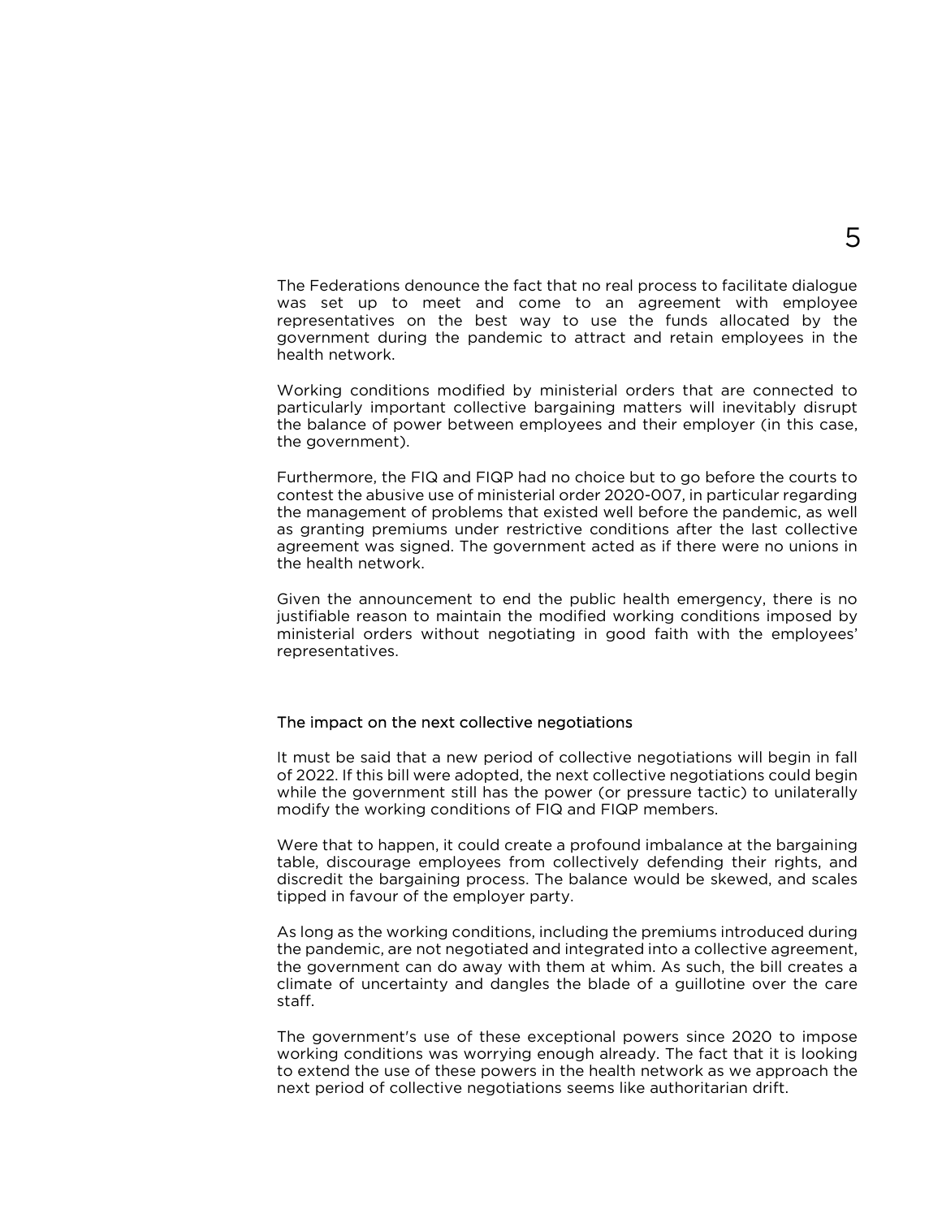The Federations denounce the fact that no real process to facilitate dialogue was set up to meet and come to an agreement with employee representatives on the best way to use the funds allocated by the government during the pandemic to attract and retain employees in the health network.

Working conditions modified by ministerial orders that are connected to particularly important collective bargaining matters will inevitably disrupt the balance of power between employees and their employer (in this case, the government).

Furthermore, the FIQ and FIQP had no choice but to go before the courts to contest the abusive use of ministerial order 2020-007, in particular regarding the management of problems that existed well before the pandemic, as well as granting premiums under restrictive conditions after the last collective agreement was signed. The government acted as if there were no unions in the health network.

Given the announcement to end the public health emergency, there is no justifiable reason to maintain the modified working conditions imposed by ministerial orders without negotiating in good faith with the employees' representatives.

## The impact on the next collective negotiations

It must be said that a new period of collective negotiations will begin in fall of 2022. If this bill were adopted, the next collective negotiations could begin while the government still has the power (or pressure tactic) to unilaterally modify the working conditions of FIQ and FIQP members.

Were that to happen, it could create a profound imbalance at the bargaining table, discourage employees from collectively defending their rights, and discredit the bargaining process. The balance would be skewed, and scales tipped in favour of the employer party.

As long as the working conditions, including the premiums introduced during the pandemic, are not negotiated and integrated into a collective agreement, the government can do away with them at whim. As such, the bill creates a climate of uncertainty and dangles the blade of a guillotine over the care staff.

The government's use of these exceptional powers since 2020 to impose working conditions was worrying enough already. The fact that it is looking to extend the use of these powers in the health network as we approach the next period of collective negotiations seems like authoritarian drift.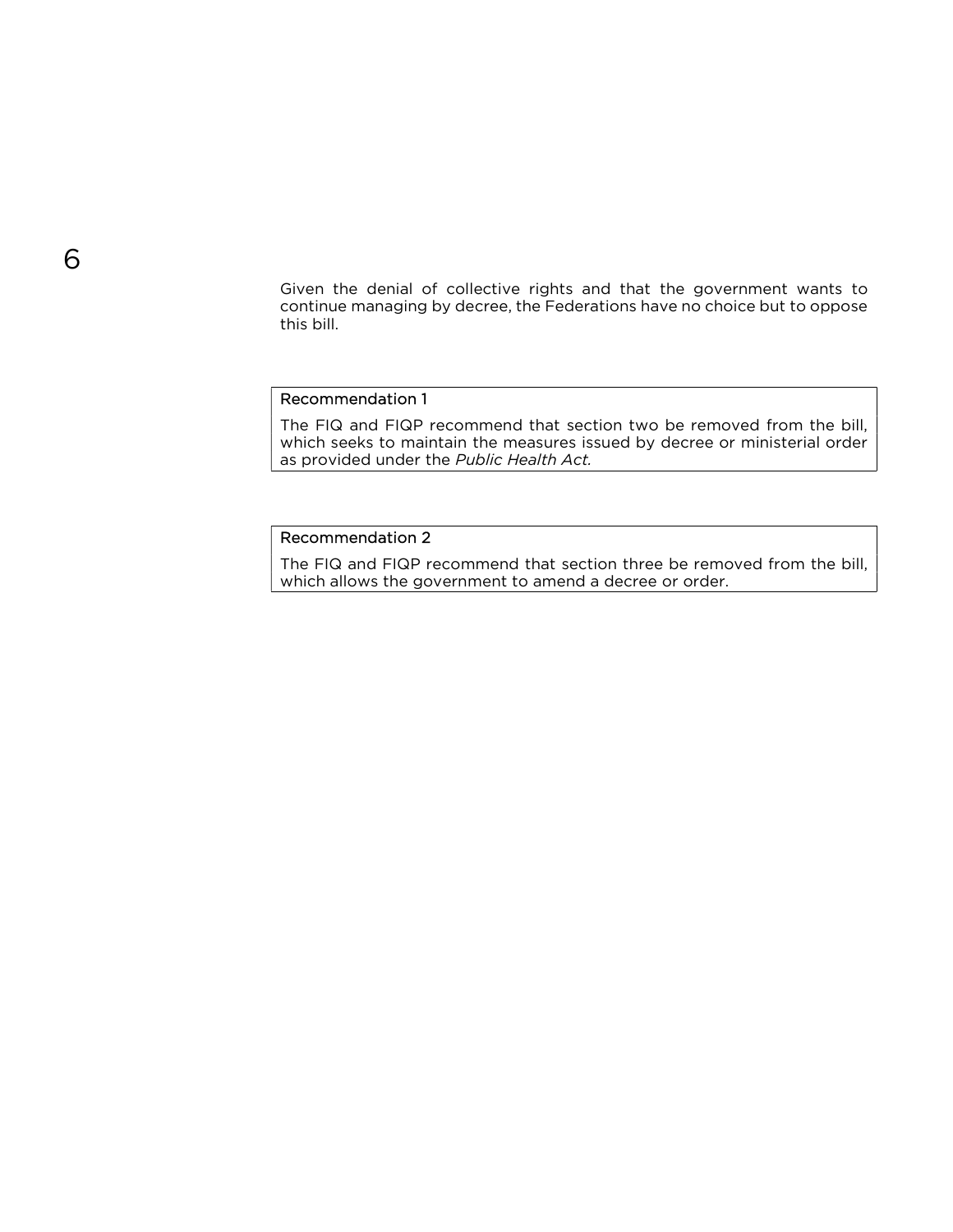Given the denial of collective rights and that the government wants to continue managing by decree, the Federations have no choice but to oppose this bill.

**Recommendation 1**

The FIQ and FIQP recommend that section two be removed from the bill, which seeks to maintain the measures issued by decree or ministerial order as provided under the *Public Health Act.*

**Recommendation 2**

The FIQ and FIQP recommend that section three be removed from the bill, which allows the government to amend a decree or order.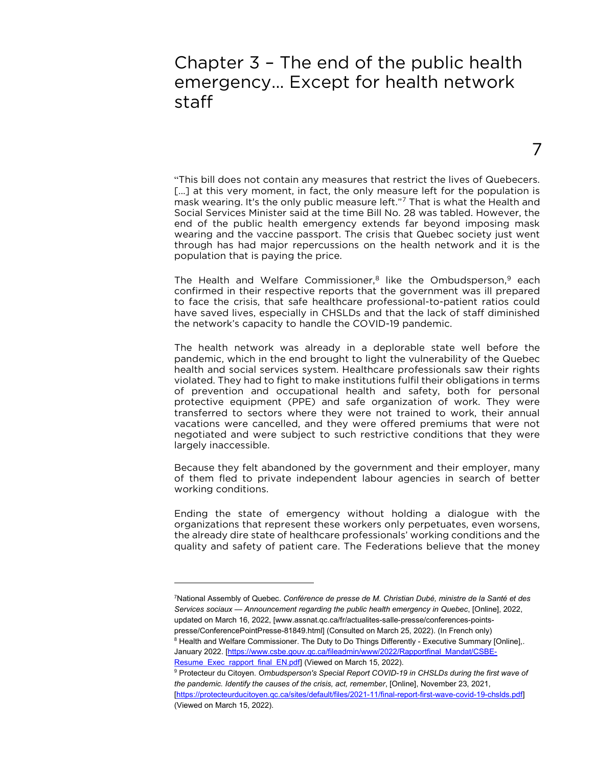# Chapter 3 – The end of the public health emergency… Except for health network staff

“This bill does not contain any measures that restrict the lives of Quebecers. […] at this very moment, in fact, the only measure left for the population is mask wearing. It's the only public measure left.”[7] That is what the Health and Social Services Minister said at the time Bill No. 28 was tabled. However, the end of the public health emergency extends far beyond imposing mask wearing and the vaccine passport. The crisis that Quebec society just went through has had major repercussions on the health network and it is the population that is paying the price.

The Health and Welfare Commissioner,[8] like the Ombudsperson,[9] each confirmed in their respective reports that the government was ill prepared to face the crisis, that safe healthcare professional-to-patient ratios could have saved lives, especially in CHSLDs and that the lack of staff diminished the network's capacity to handle the COVID-19 pandemic.

The health network was already in a deplorable state well before the pandemic, which in the end brought to light the vulnerability of the Quebec health and social services system. Healthcare professionals saw their rights violated. They had to fight to make institutions fulfil their obligations in terms of prevention and occupational health and safety, both for personal protective equipment (PPE) and safe organization of work. They were transferred to sectors where they were not trained to work, their annual vacations were cancelled, and they were offered premiums that were not negotiated and were subject to such restrictive conditions that they were largely inaccessible.

Because they felt abandoned by the government and their employer, many of them fled to private independent labour agencies in search of better working conditions.

Ending the state of emergency without holding a dialogue with the organizations that represent these workers only perpetuates, even worsens, the already dire state of healthcare professionals' working conditions and the quality and safety of patient care. The Federations believe that the money

---

[7] National Assembly of Quebec. *Conférence de presse de M. Christian Dubé, ministre de la Santé et des Services sociaux — Announcement regarding the public health emergency in Quebec*, [Online], 2022, updated on March 16, 2022, [www.assnat.qc.ca/fr/actualites-salle-presse/conferences-points-presse/ConferencePointPresse-81849.html] (Consulted on March 25, 2022). (In French only)

[8] Health and Welfare Commissioner. The Duty to Do Things Differently - Executive Summary [Online],. January 2022. [https://www.csbe.gouv.qc.ca/fileadmin/www/2022/Rapportfinal_Mandat/CSBE-Resume_Exec_rapport_final_EN.pdf] (Viewed on March 15, 2022).

[9] Protecteur du Citoyen. *Ombudsperson's Special Report COVID-19 in CHSLDs during the first wave of the pandemic. Identify the causes of the crisis, act, remember*, [Online], November 23, 2021, [https://protecteurducitoyen.qc.ca/sites/default/files/2021-11/final-report-first-wave-covid-19-chslds.pdf] (Viewed on March 15, 2022).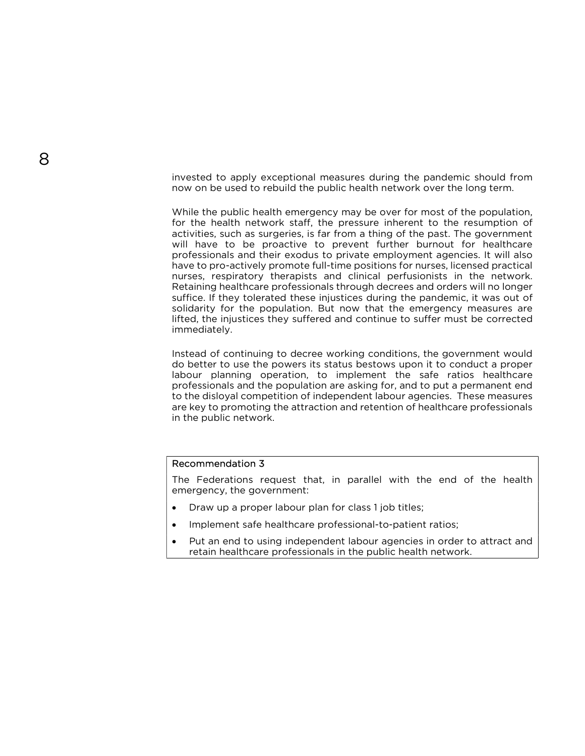invested to apply exceptional measures during the pandemic should from now on be used to rebuild the public health network over the long term.

While the public health emergency may be over for most of the population, for the health network staff, the pressure inherent to the resumption of activities, such as surgeries, is far from a thing of the past. The government will have to be proactive to prevent further burnout for healthcare professionals and their exodus to private employment agencies. It will also have to pro-actively promote full-time positions for nurses, licensed practical nurses, respiratory therapists and clinical perfusionists in the network. Retaining healthcare professionals through decrees and orders will no longer suffice. If they tolerated these injustices during the pandemic, it was out of solidarity for the population. But now that the emergency measures are lifted, the injustices they suffered and continue to suffer must be corrected immediately.

Instead of continuing to decree working conditions, the government would do better to use the powers its status bestows upon it to conduct a proper labour planning operation, to implement the safe ratios healthcare professionals and the population are asking for, and to put a permanent end to the disloyal competition of independent labour agencies. These measures are key to promoting the attraction and retention of healthcare professionals in the public network.

**Recommendation 3**

The Federations request that, in parallel with the end of the health emergency, the government:

- Draw up a proper labour plan for class 1 job titles;
- Implement safe healthcare professional-to-patient ratios;
- Put an end to using independent labour agencies in order to attract and retain healthcare professionals in the public health network.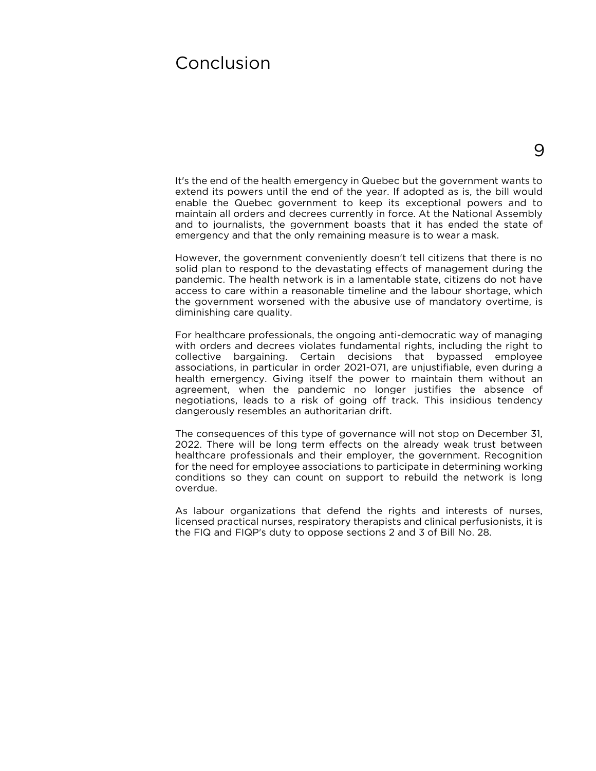# Conclusion

It's the end of the health emergency in Quebec but the government wants to extend its powers until the end of the year. If adopted as is, the bill would enable the Quebec government to keep its exceptional powers and to maintain all orders and decrees currently in force. At the National Assembly and to journalists, the government boasts that it has ended the state of emergency and that the only remaining measure is to wear a mask.

However, the government conveniently doesn't tell citizens that there is no solid plan to respond to the devastating effects of management during the pandemic. The health network is in a lamentable state, citizens do not have access to care within a reasonable timeline and the labour shortage, which the government worsened with the abusive use of mandatory overtime, is diminishing care quality.

For healthcare professionals, the ongoing anti-democratic way of managing with orders and decrees violates fundamental rights, including the right to collective bargaining. Certain decisions that bypassed employee associations, in particular in order 2021-071, are unjustifiable, even during a health emergency. Giving itself the power to maintain them without an agreement, when the pandemic no longer justifies the absence of negotiations, leads to a risk of going off track. This insidious tendency dangerously resembles an authoritarian drift.

The consequences of this type of governance will not stop on December 31, 2022. There will be long term effects on the already weak trust between healthcare professionals and their employer, the government. Recognition for the need for employee associations to participate in determining working conditions so they can count on support to rebuild the network is long overdue.

As labour organizations that defend the rights and interests of nurses, licensed practical nurses, respiratory therapists and clinical perfusionists, it is the FIQ and FIQP's duty to oppose sections 2 and 3 of Bill No. 28.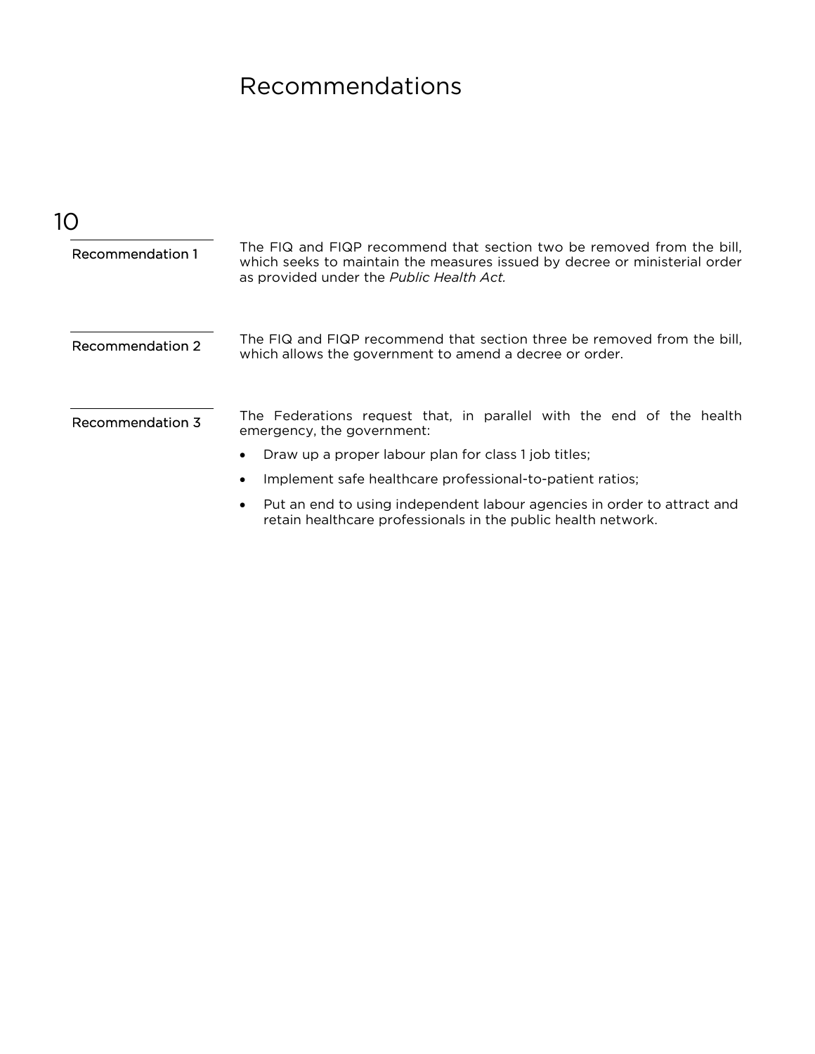# Recommendations

## 10

**Recommendation 1**

The FIQ and FIQP recommend that section two be removed from the bill, which seeks to maintain the measures issued by decree or ministerial order as provided under the *Public Health Act.*

**Recommendation 2**

The FIQ and FIQP recommend that section three be removed from the bill, which allows the government to amend a decree or order.

**Recommendation 3**

The Federations request that, in parallel with the end of the health emergency, the government:

- Draw up a proper labour plan for class 1 job titles;
- Implement safe healthcare professional-to-patient ratios;
- Put an end to using independent labour agencies in order to attract and retain healthcare professionals in the public health network.